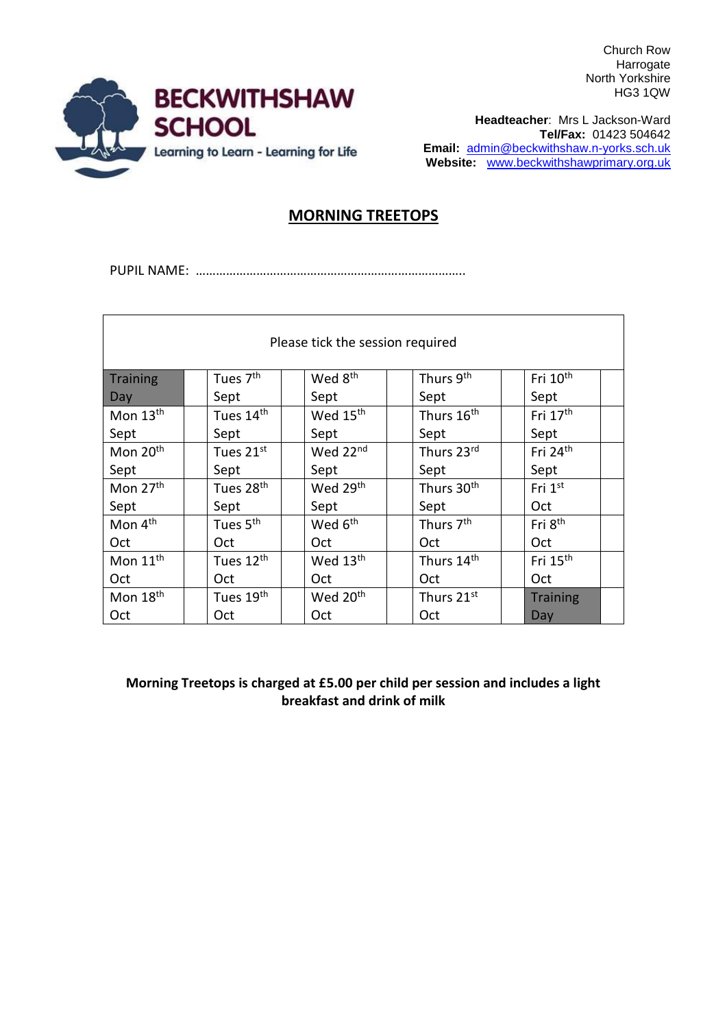**BECKWITHSHAW SCHOOL**

Learning to Learn - Learning for Life

Church Row
Harrogate
North Yorkshire
HG3 1QW

**Headteacher**: Mrs L Jackson-Ward
**Tel/Fax:** 01423 504642
**Email:** admin@beckwithshaw.n-yorks.sch.uk
**Website:** www.beckwithshawprimary.org.uk

## MORNING TREETOPS

PUPIL NAME: ……………………………………………………………………..

| Please tick the session required | | | | | | | | | |
|---|---|---|---|---|---|---|---|---|---|
| Training Day | | Tues 7th Sept | | Wed 8th Sept | | Thurs 9th Sept | | Fri 10th Sept | |
| Mon 13th Sept | | Tues 14th Sept | | Wed 15th Sept | | Thurs 16th Sept | | Fri 17th Sept | |
| Mon 20th Sept | | Tues 21st Sept | | Wed 22nd Sept | | Thurs 23rd Sept | | Fri 24th Sept | |
| Mon 27th Sept | | Tues 28th Sept | | Wed 29th Sept | | Thurs 30th Sept | | Fri 1st Oct | |
| Mon 4th Oct | | Tues 5th Oct | | Wed 6th Oct | | Thurs 7th Oct | | Fri 8th Oct | |
| Mon 11th Oct | | Tues 12th Oct | | Wed 13th Oct | | Thurs 14th Oct | | Fri 15th Oct | |
| Mon 18th Oct | | Tues 19th Oct | | Wed 20th Oct | | Thurs 21st Oct | | Training Day | |

**Morning Treetops is charged at £5.00 per child per session and includes a light breakfast and drink of milk**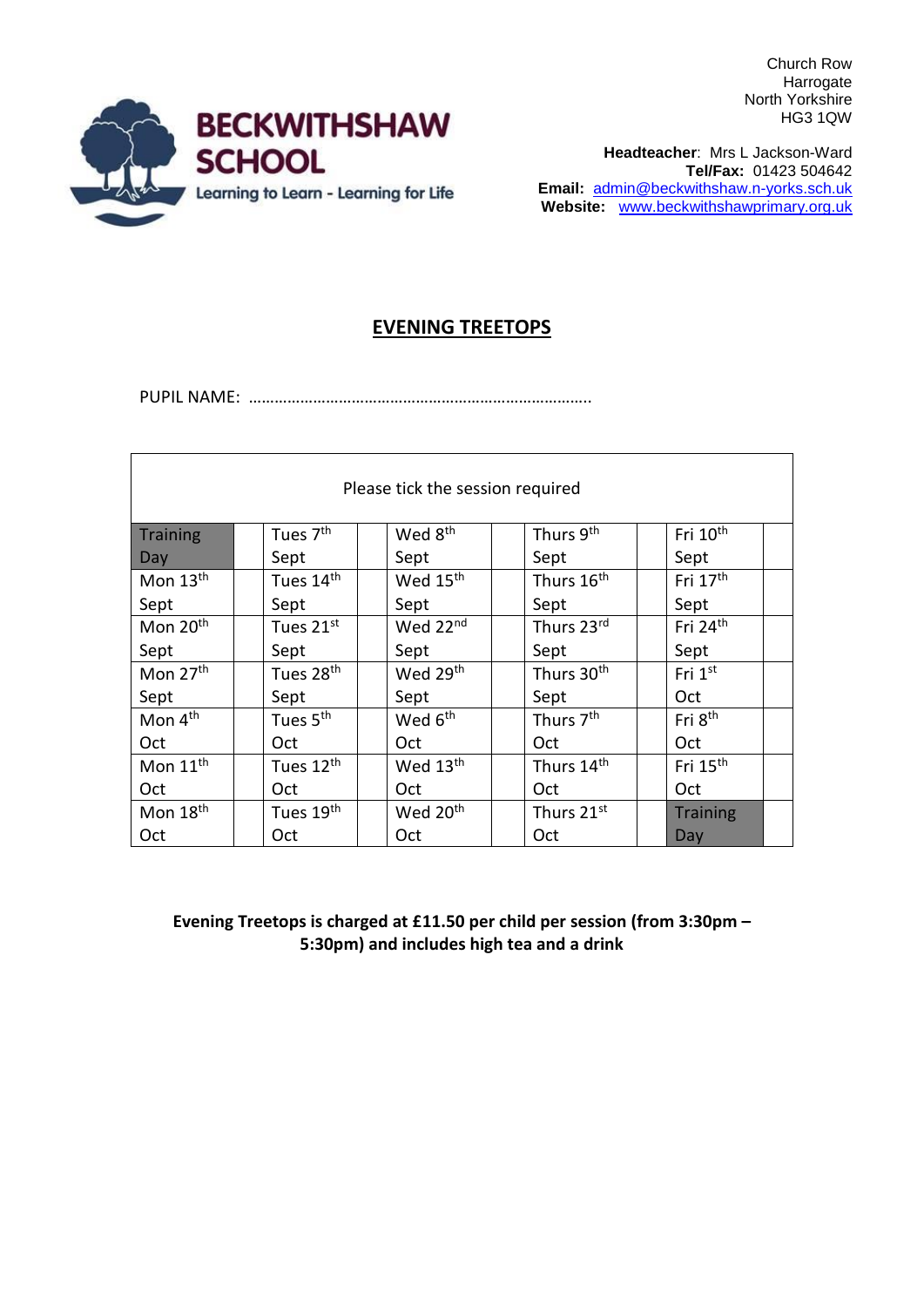**BECKWITHSHAW SCHOOL**
Learning to Learn - Learning for Life

Church Row
Harrogate
North Yorkshire
HG3 1QW

**Headteacher**: Mrs L Jackson-Ward
**Tel/Fax:** 01423 504642
**Email:** admin@beckwithshaw.n-yorks.sch.uk
**Website:** www.beckwithshawprimary.org.uk

## EVENING TREETOPS

PUPIL NAME: ……………………………………………………………………..

| Please tick the session required | | | | | | | | | |
|---|---|---|---|---|---|---|---|---|---|
| Training Day | | Tues 7th Sept | | Wed 8th Sept | | Thurs 9th Sept | | Fri 10th Sept | |
| Mon 13th Sept | | Tues 14th Sept | | Wed 15th Sept | | Thurs 16th Sept | | Fri 17th Sept | |
| Mon 20th Sept | | Tues 21st Sept | | Wed 22nd Sept | | Thurs 23rd Sept | | Fri 24th Sept | |
| Mon 27th Sept | | Tues 28th Sept | | Wed 29th Sept | | Thurs 30th Sept | | Fri 1st Oct | |
| Mon 4th Oct | | Tues 5th Oct | | Wed 6th Oct | | Thurs 7th Oct | | Fri 8th Oct | |
| Mon 11th Oct | | Tues 12th Oct | | Wed 13th Oct | | Thurs 14th Oct | | Fri 15th Oct | |
| Mon 18th Oct | | Tues 19th Oct | | Wed 20th Oct | | Thurs 21st Oct | | Training Day | |

**Evening Treetops is charged at £11.50 per child per session (from 3:30pm – 5:30pm) and includes high tea and a drink**